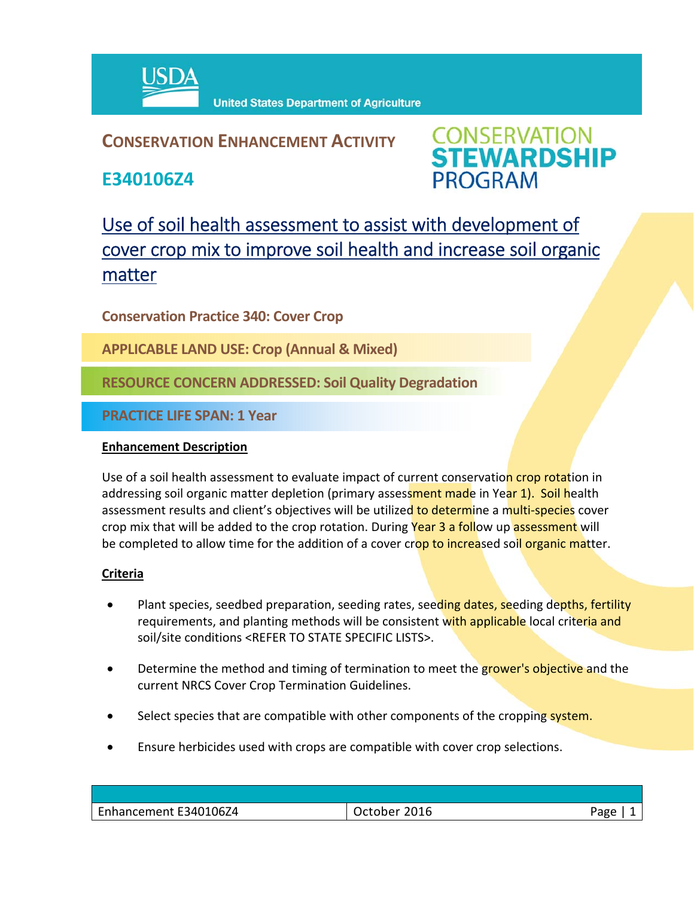United States Department of Agriculture

## CONSERVATION ENHANCEMENT ACTIVITY

## E340106Z4

CONSERVATION STEWARDSHIP PROGRAM

# Use of soil health assessment to assist with development of cover crop mix to improve soil health and increase soil organic matter

**Conservation Practice 340: Cover Crop**

**APPLICABLE LAND USE: Crop (Annual & Mixed)**

**RESOURCE CONCERN ADDRESSED: Soil Quality Degradation**

**PRACTICE LIFE SPAN: 1 Year**

### Enhancement Description

Use of a soil health assessment to evaluate impact of current conservation crop rotation in addressing soil organic matter depletion (primary assessment made in Year 1). Soil health assessment results and client's objectives will be utilized to determine a multi-species cover crop mix that will be added to the crop rotation. During Year 3 a follow up assessment will be completed to allow time for the addition of a cover crop to increased soil organic matter.

### Criteria

- Plant species, seedbed preparation, seeding rates, seeding dates, seeding depths, fertility requirements, and planting methods will be consistent with applicable local criteria and soil/site conditions <REFER TO STATE SPECIFIC LISTS>.
- Determine the method and timing of termination to meet the grower's objective and the current NRCS Cover Crop Termination Guidelines.
- Select species that are compatible with other components of the cropping system.
- Ensure herbicides used with crops are compatible with cover crop selections.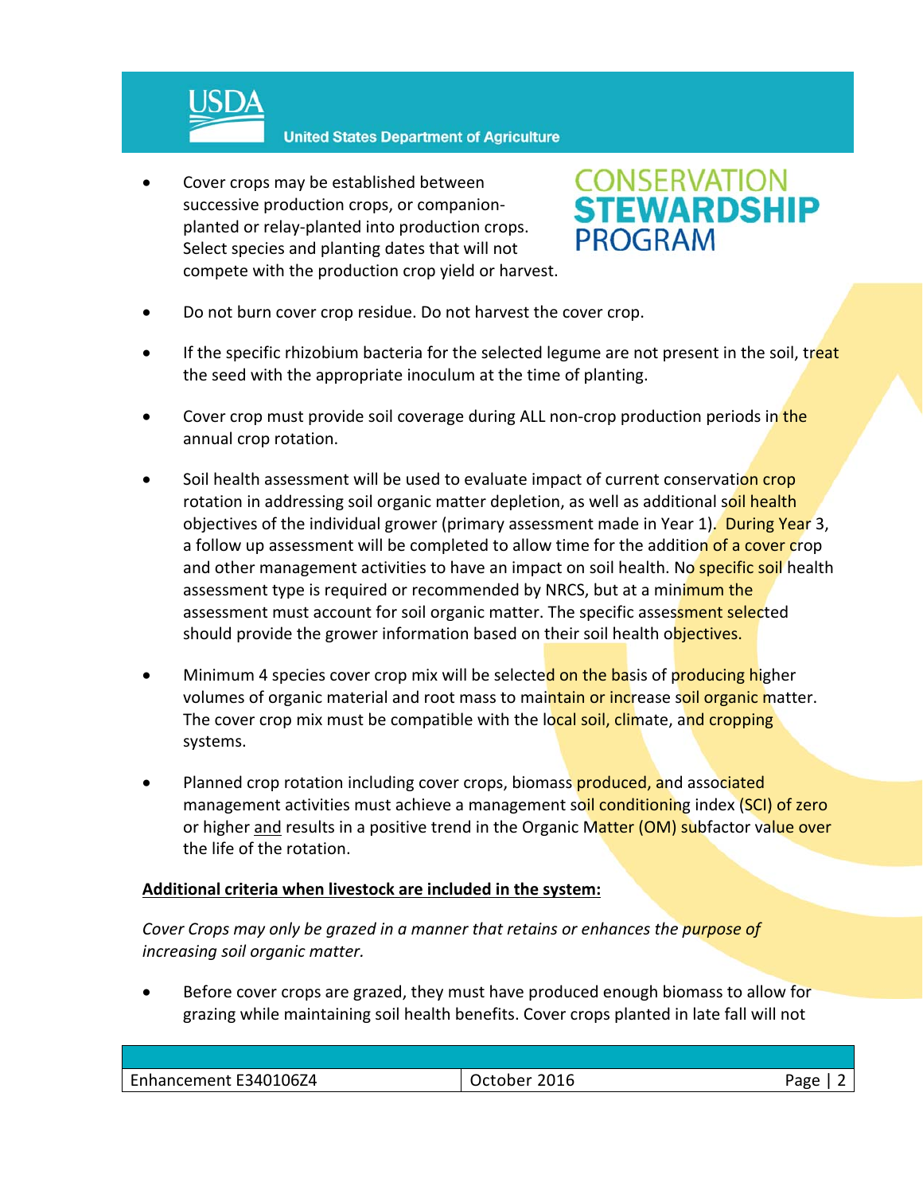- Cover crops may be established between successive production crops, or companion-planted or relay-planted into production crops. Select species and planting dates that will not compete with the production crop yield or harvest.

- Do not burn cover crop residue. Do not harvest the cover crop.

- If the specific rhizobium bacteria for the selected legume are not present in the soil, treat the seed with the appropriate inoculum at the time of planting.

- Cover crop must provide soil coverage during ALL non-crop production periods in the annual crop rotation.

- Soil health assessment will be used to evaluate impact of current conservation crop rotation in addressing soil organic matter depletion, as well as additional soil health objectives of the individual grower (primary assessment made in Year 1). During Year 3, a follow up assessment will be completed to allow time for the addition of a cover crop and other management activities to have an impact on soil health. No specific soil health assessment type is required or recommended by NRCS, but at a minimum the assessment must account for soil organic matter. The specific assessment selected should provide the grower information based on their soil health objectives.

- Minimum 4 species cover crop mix will be selected on the basis of producing higher volumes of organic material and root mass to maintain or increase soil organic matter. The cover crop mix must be compatible with the local soil, climate, and cropping systems.

- Planned crop rotation including cover crops, biomass produced, and associated management activities must achieve a management soil conditioning index (SCI) of zero or higher and results in a positive trend in the Organic Matter (OM) subfactor value over the life of the rotation.

**Additional criteria when livestock are included in the system:**

*Cover Crops may only be grazed in a manner that retains or enhances the purpose of increasing soil organic matter.*

- Before cover crops are grazed, they must have produced enough biomass to allow for grazing while maintaining soil health benefits. Cover crops planted in late fall will not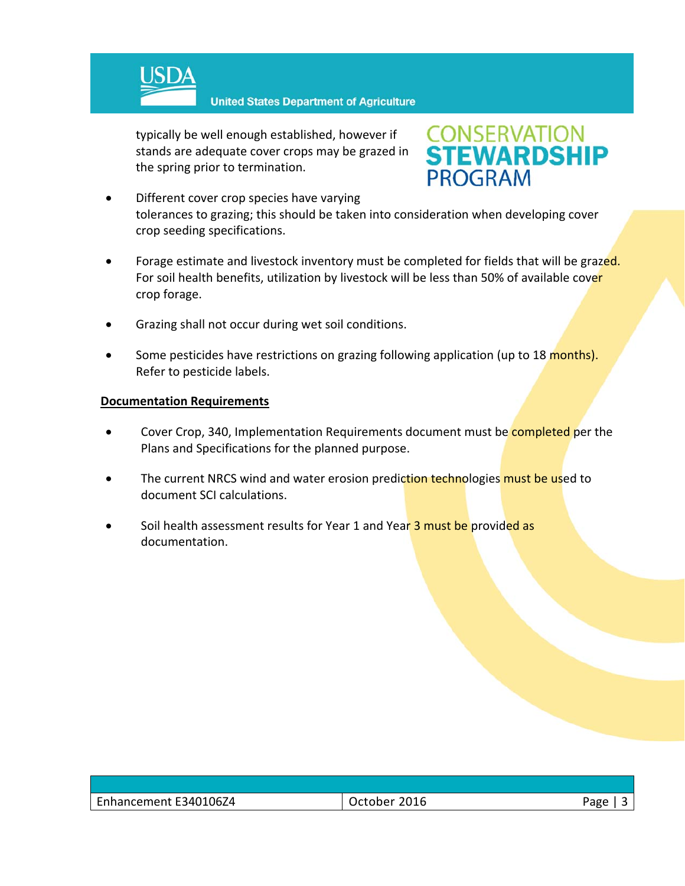typically be well enough established, however if stands are adequate cover crops may be grazed in the spring prior to termination.

- Different cover crop species have varying tolerances to grazing; this should be taken into consideration when developing cover crop seeding specifications.

- Forage estimate and livestock inventory must be completed for fields that will be grazed. For soil health benefits, utilization by livestock will be less than 50% of available cover crop forage.

- Grazing shall not occur during wet soil conditions.

- Some pesticides have restrictions on grazing following application (up to 18 months). Refer to pesticide labels.

**Documentation Requirements**

- Cover Crop, 340, Implementation Requirements document must be completed per the Plans and Specifications for the planned purpose.

- The current NRCS wind and water erosion prediction technologies must be used to document SCI calculations.

- Soil health assessment results for Year 1 and Year 3 must be provided as documentation.